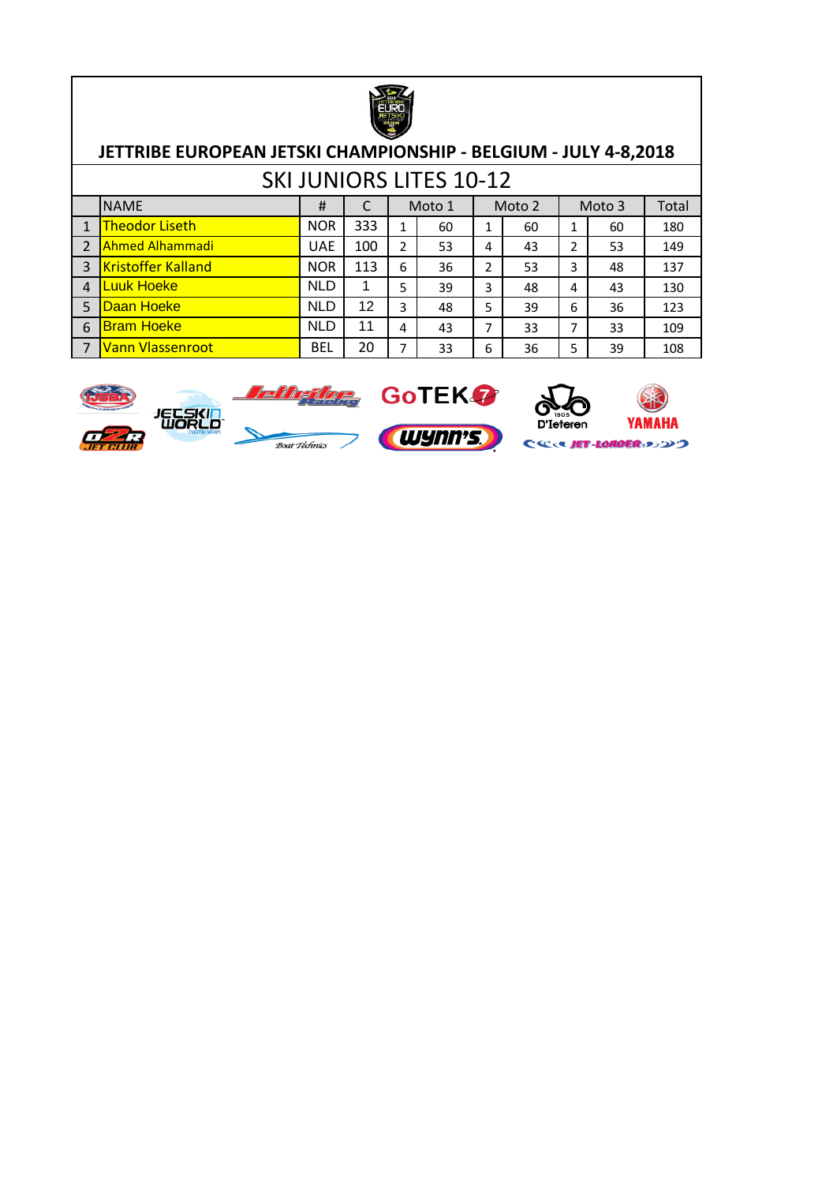# JETTRIBE EUROPEAN JETSKI CHAMPIONSHIP - BELGIUM - JULY 4-8,2018

## SKI JUNIORS LITES 10-12

| | NAME | # | C | Moto 1 | | Moto 2 | | Moto 3 | | Total |
|---|---|---|---|---|---|---|---|---|---|---|
| 1 | Theodor Liseth | NOR | 333 | 1 | 60 | 1 | 60 | 1 | 60 | 180 |
| 2 | Ahmed Alhammadi | UAE | 100 | 2 | 53 | 4 | 43 | 2 | 53 | 149 |
| 3 | Kristoffer Kalland | NOR | 113 | 6 | 36 | 2 | 53 | 3 | 48 | 137 |
| 4 | Luuk Hoeke | NLD | 1 | 5 | 39 | 3 | 48 | 4 | 43 | 130 |
| 5 | Daan Hoeke | NLD | 12 | 3 | 48 | 5 | 39 | 6 | 36 | 123 |
| 6 | Bram Hoeke | NLD | 11 | 4 | 43 | 7 | 33 | 7 | 33 | 109 |
| 7 | Vann Vlassenroot | BEL | 20 | 7 | 33 | 6 | 36 | 5 | 39 | 108 |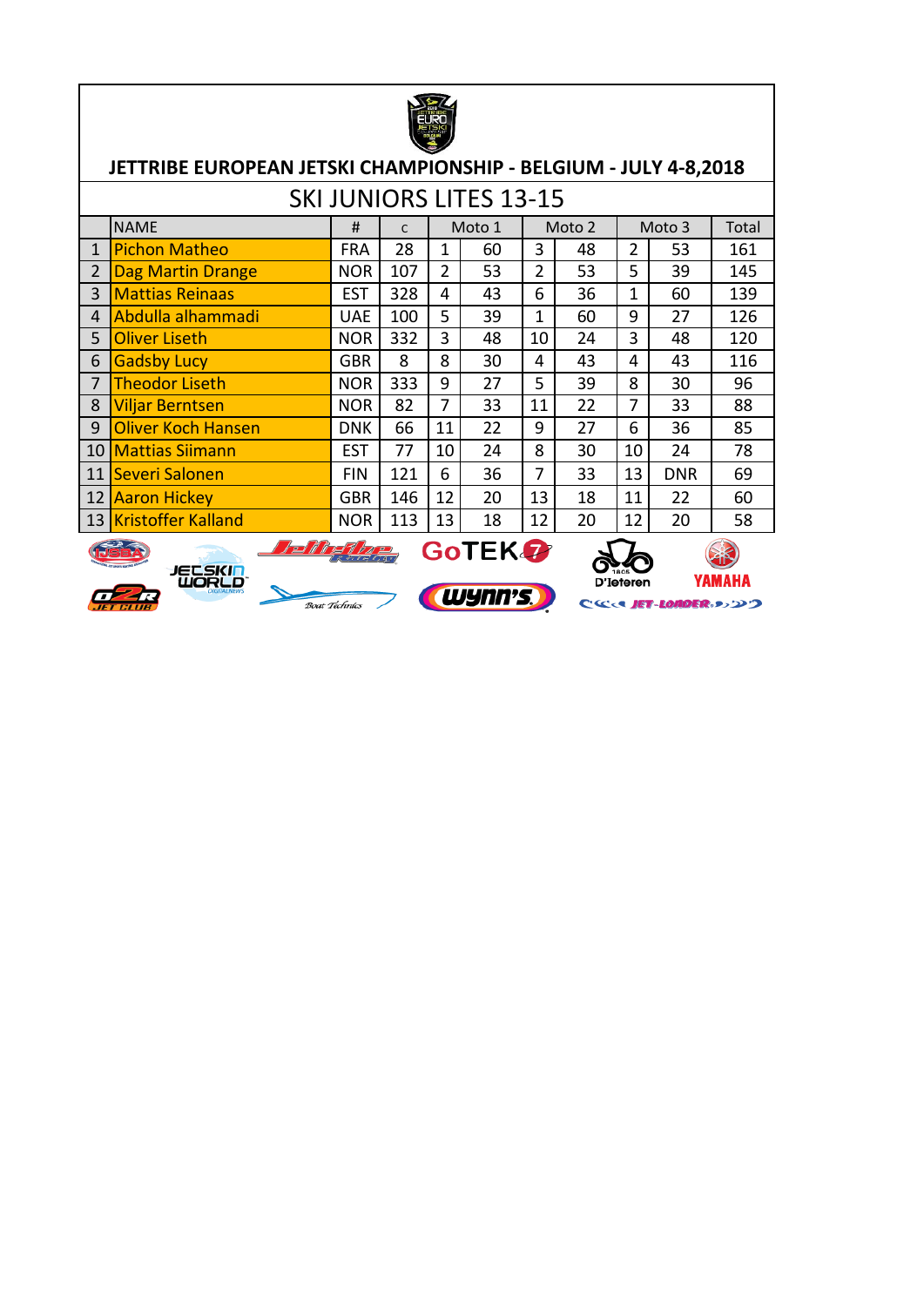# JETTRIBE EUROPEAN JETSKI CHAMPIONSHIP - BELGIUM - JULY 4-8,2018

## SKI JUNIORS LITES 13-15

| | NAME | # | C | Moto 1 | | Moto 2 | | Moto 3 | | Total |
|---|---|---|---|---|---|---|---|---|---|---|
| 1 | Pichon Matheo | FRA | 28 | 1 | 60 | 3 | 48 | 2 | 53 | 161 |
| 2 | Dag Martin Drange | NOR | 107 | 2 | 53 | 2 | 53 | 5 | 39 | 145 |
| 3 | Mattias Reinaas | EST | 328 | 4 | 43 | 6 | 36 | 1 | 60 | 139 |
| 4 | Abdulla alhammadi | UAE | 100 | 5 | 39 | 1 | 60 | 9 | 27 | 126 |
| 5 | Oliver Liseth | NOR | 332 | 3 | 48 | 10 | 24 | 3 | 48 | 120 |
| 6 | Gadsby Lucy | GBR | 8 | 8 | 30 | 4 | 43 | 4 | 43 | 116 |
| 7 | Theodor Liseth | NOR | 333 | 9 | 27 | 5 | 39 | 8 | 30 | 96 |
| 8 | Viljar Berntsen | NOR | 82 | 7 | 33 | 11 | 22 | 7 | 33 | 88 |
| 9 | Oliver Koch Hansen | DNK | 66 | 11 | 22 | 9 | 27 | 6 | 36 | 85 |
| 10 | Mattias Siimann | EST | 77 | 10 | 24 | 8 | 30 | 10 | 24 | 78 |
| 11 | Severi Salonen | FIN | 121 | 6 | 36 | 7 | 33 | 13 | DNR | 69 |
| 12 | Aaron Hickey | GBR | 146 | 12 | 20 | 13 | 18 | 11 | 22 | 60 |
| 13 | Kristoffer Kalland | NOR | 113 | 13 | 18 | 12 | 20 | 12 | 20 | 58 |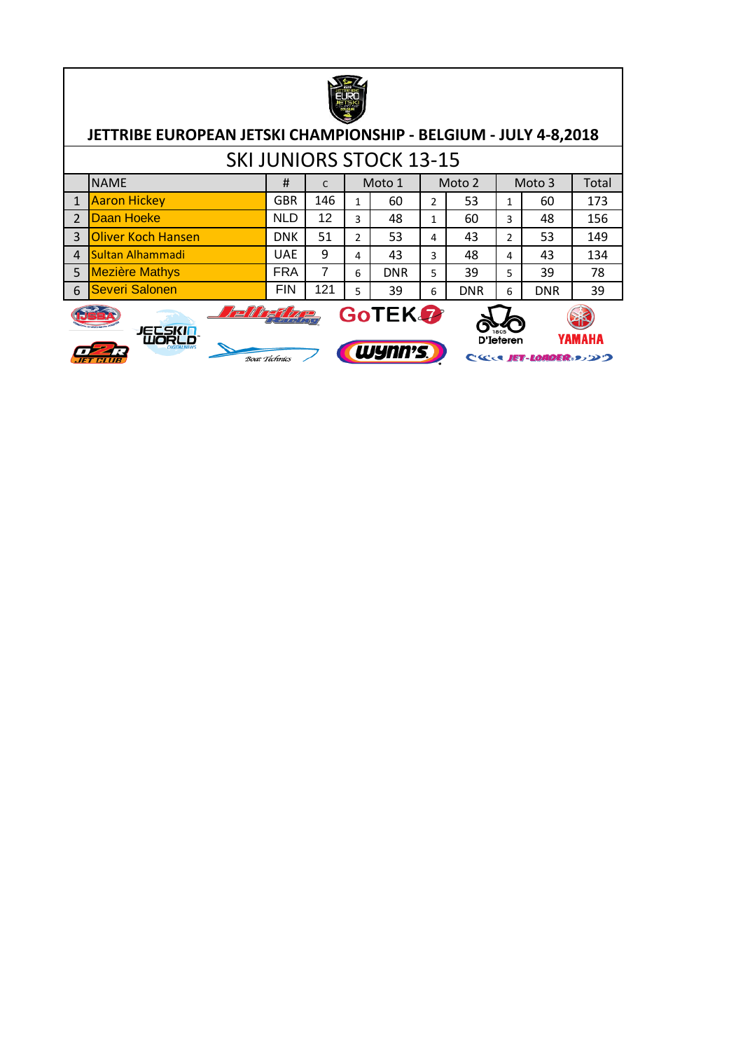## JETTRIBE EUROPEAN JETSKI CHAMPIONSHIP - BELGIUM - JULY 4-8,2018

### SKI JUNIORS STOCK 13-15

| | NAME | # | C | Moto 1 | | Moto 2 | | Moto 3 | | Total |
|---|---|---|---|---|---|---|---|---|---|---|
| 1 | Aaron Hickey | GBR | 146 | 1 | 60 | 2 | 53 | 1 | 60 | 173 |
| 2 | Daan Hoeke | NLD | 12 | 3 | 48 | 1 | 60 | 3 | 48 | 156 |
| 3 | Oliver Koch Hansen | DNK | 51 | 2 | 53 | 4 | 43 | 2 | 53 | 149 |
| 4 | Sultan Alhammadi | UAE | 9 | 4 | 43 | 3 | 48 | 4 | 43 | 134 |
| 5 | Mezière Mathys | FRA | 7 | 6 | DNR | 5 | 39 | 5 | 39 | 78 |
| 6 | Severi Salonen | FIN | 121 | 5 | 39 | 6 | DNR | 6 | DNR | 39 |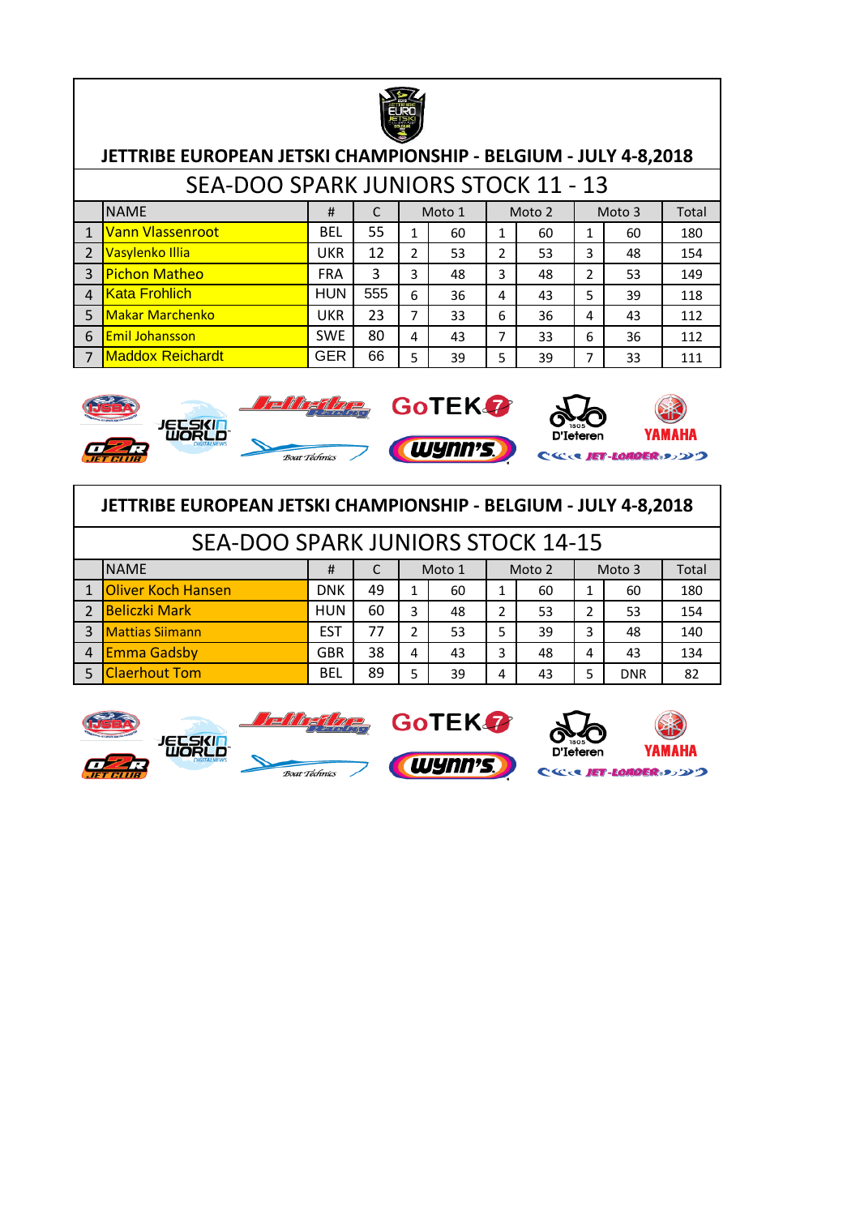## JETTRIBE EUROPEAN JETSKI CHAMPIONSHIP - BELGIUM - JULY 4-8,2018

### SEA-DOO SPARK JUNIORS STOCK 11 - 13

| | NAME | # | C | Moto 1 | | Moto 2 | | Moto 3 | | Total |
|---|---|---|---|---|---|---|---|---|---|---|
| 1 | Vann Vlassenroot | BEL | 55 | 1 | 60 | 1 | 60 | 1 | 60 | 180 |
| 2 | Vasylenko Illia | UKR | 12 | 2 | 53 | 2 | 53 | 3 | 48 | 154 |
| 3 | Pichon Matheo | FRA | 3 | 3 | 48 | 3 | 48 | 2 | 53 | 149 |
| 4 | Kata Frohlich | HUN | 555 | 6 | 36 | 4 | 43 | 5 | 39 | 118 |
| 5 | Makar Marchenko | UKR | 23 | 7 | 33 | 6 | 36 | 4 | 43 | 112 |
| 6 | Emil Johansson | SWE | 80 | 4 | 43 | 7 | 33 | 6 | 36 | 112 |
| 7 | Maddox Reichardt | GER | 66 | 5 | 39 | 5 | 39 | 7 | 33 | 111 |

## JETTRIBE EUROPEAN JETSKI CHAMPIONSHIP - BELGIUM - JULY 4-8,2018

### SEA-DOO SPARK JUNIORS STOCK 14-15

| | NAME | # | C | Moto 1 | | Moto 2 | | Moto 3 | | Total |
|---|---|---|---|---|---|---|---|---|---|---|
| 1 | Oliver Koch Hansen | DNK | 49 | 1 | 60 | 1 | 60 | 1 | 60 | 180 |
| 2 | Beliczki Mark | HUN | 60 | 3 | 48 | 2 | 53 | 2 | 53 | 154 |
| 3 | Mattias Siimann | EST | 77 | 2 | 53 | 5 | 39 | 3 | 48 | 140 |
| 4 | Emma Gadsby | GBR | 38 | 4 | 43 | 3 | 48 | 4 | 43 | 134 |
| 5 | Claerhout Tom | BEL | 89 | 5 | 39 | 4 | 43 | 5 | DNR | 82 |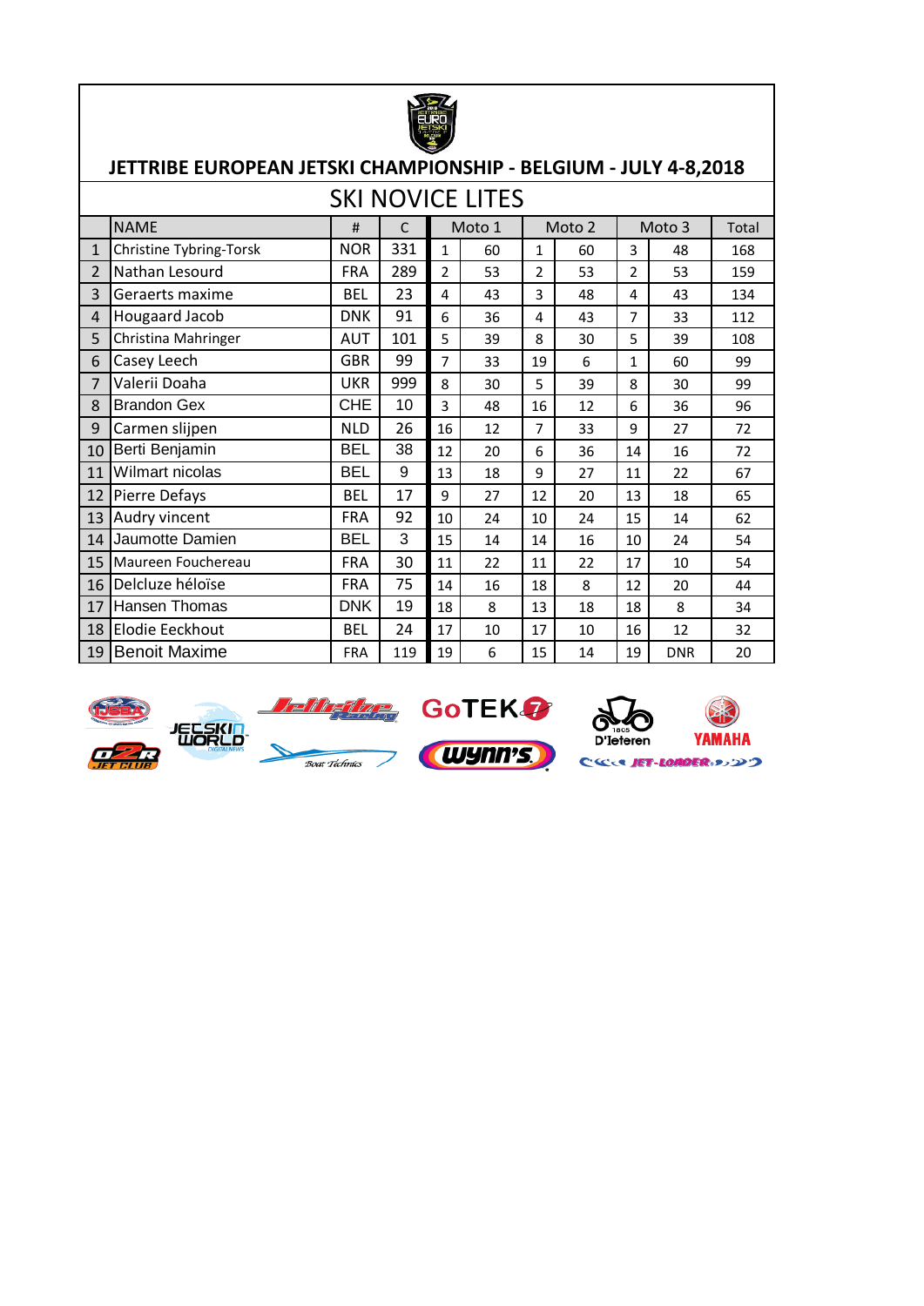# JETTRIBE EUROPEAN JETSKI CHAMPIONSHIP - BELGIUM - JULY 4-8,2018

## SKI NOVICE LITES

| | NAME | # | C | Moto 1 | | Moto 2 | | Moto 3 | | Total |
|---|---|---|---|---|---|---|---|---|---|---|
| 1 | Christine Tybring-Torsk | NOR | 331 | 1 | 60 | 1 | 60 | 3 | 48 | 168 |
| 2 | Nathan Lesourd | FRA | 289 | 2 | 53 | 2 | 53 | 2 | 53 | 159 |
| 3 | Geraerts maxime | BEL | 23 | 4 | 43 | 3 | 48 | 4 | 43 | 134 |
| 4 | Hougaard Jacob | DNK | 91 | 6 | 36 | 4 | 43 | 7 | 33 | 112 |
| 5 | Christina Mahringer | AUT | 101 | 5 | 39 | 8 | 30 | 5 | 39 | 108 |
| 6 | Casey Leech | GBR | 99 | 7 | 33 | 19 | 6 | 1 | 60 | 99 |
| 7 | Valerii Doaha | UKR | 999 | 8 | 30 | 5 | 39 | 8 | 30 | 99 |
| 8 | Brandon Gex | CHE | 10 | 3 | 48 | 16 | 12 | 6 | 36 | 96 |
| 9 | Carmen slijpen | NLD | 26 | 16 | 12 | 7 | 33 | 9 | 27 | 72 |
| 10 | Berti Benjamin | BEL | 38 | 12 | 20 | 6 | 36 | 14 | 16 | 72 |
| 11 | Wilmart nicolas | BEL | 9 | 13 | 18 | 9 | 27 | 11 | 22 | 67 |
| 12 | Pierre Defays | BEL | 17 | 9 | 27 | 12 | 20 | 13 | 18 | 65 |
| 13 | Audry vincent | FRA | 92 | 10 | 24 | 10 | 24 | 15 | 14 | 62 |
| 14 | Jaumotte Damien | BEL | 3 | 15 | 14 | 14 | 16 | 10 | 24 | 54 |
| 15 | Maureen Fouchereau | FRA | 30 | 11 | 22 | 11 | 22 | 17 | 10 | 54 |
| 16 | Delcluze héloïse | FRA | 75 | 14 | 16 | 18 | 8 | 12 | 20 | 44 |
| 17 | Hansen Thomas | DNK | 19 | 18 | 8 | 13 | 18 | 18 | 8 | 34 |
| 18 | Elodie Eeckhout | BEL | 24 | 17 | 10 | 17 | 10 | 16 | 12 | 32 |
| 19 | Benoit Maxime | FRA | 119 | 19 | 6 | 15 | 14 | 19 | DNR | 20 |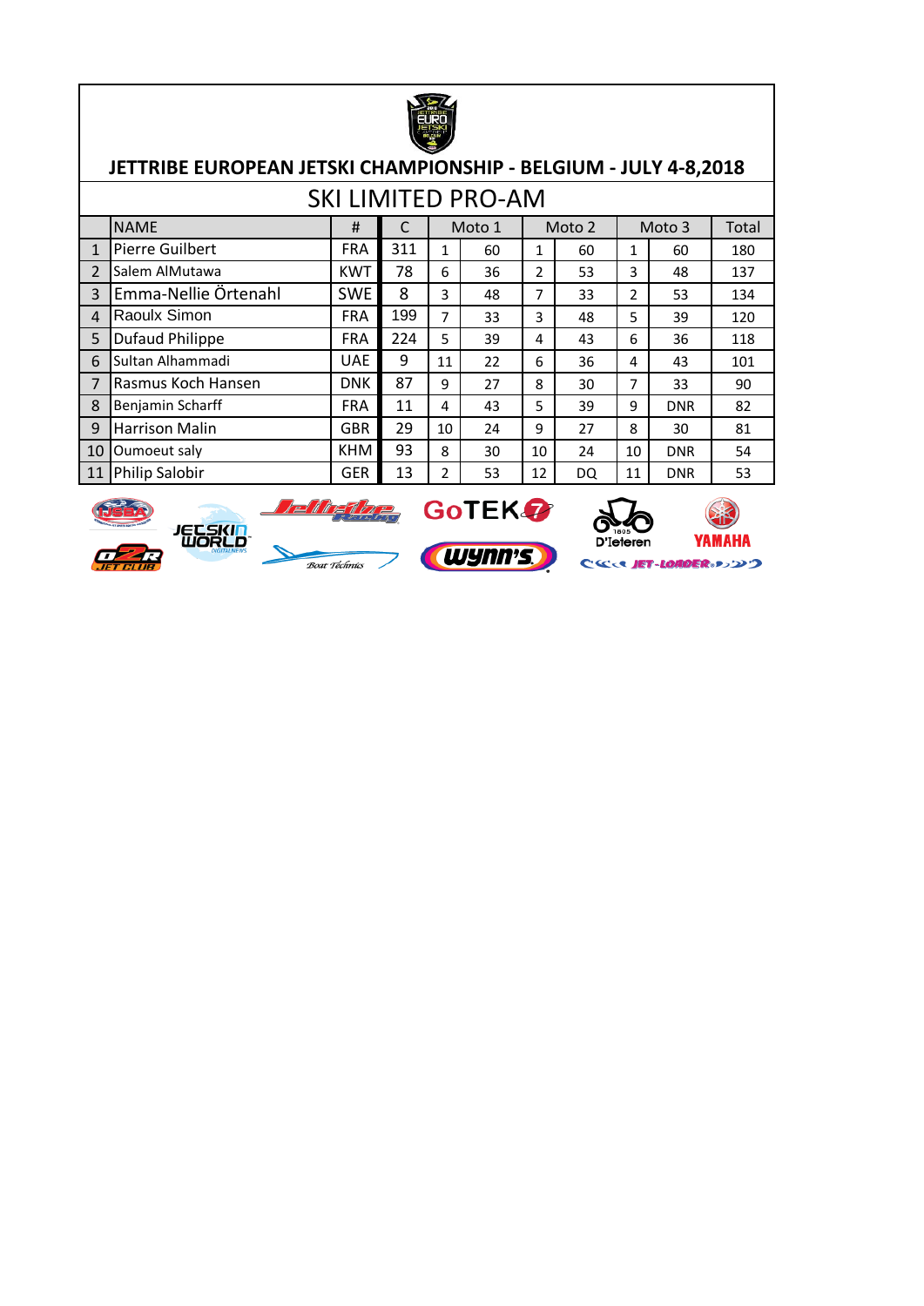# JETTRIBE EUROPEAN JETSKI CHAMPIONSHIP - BELGIUM - JULY 4-8,2018

## SKI LIMITED PRO-AM

| | NAME | # | C | Moto 1 | | Moto 2 | | Moto 3 | | Total |
|---|---|---|---|---|---|---|---|---|---|---|
| 1 | Pierre Guilbert | FRA | 311 | 1 | 60 | 1 | 60 | 1 | 60 | 180 |
| 2 | Salem AlMutawa | KWT | 78 | 6 | 36 | 2 | 53 | 3 | 48 | 137 |
| 3 | Emma-Nellie Örtenahl | SWE | 8 | 3 | 48 | 7 | 33 | 2 | 53 | 134 |
| 4 | Raoulx Simon | FRA | 199 | 7 | 33 | 3 | 48 | 5 | 39 | 120 |
| 5 | Dufaud Philippe | FRA | 224 | 5 | 39 | 4 | 43 | 6 | 36 | 118 |
| 6 | Sultan Alhammadi | UAE | 9 | 11 | 22 | 6 | 36 | 4 | 43 | 101 |
| 7 | Rasmus Koch Hansen | DNK | 87 | 9 | 27 | 8 | 30 | 7 | 33 | 90 |
| 8 | Benjamin Scharff | FRA | 11 | 4 | 43 | 5 | 39 | 9 | DNR | 82 |
| 9 | Harrison Malin | GBR | 29 | 10 | 24 | 9 | 27 | 8 | 30 | 81 |
| 10 | Oumoeut saly | KHM | 93 | 8 | 30 | 10 | 24 | 10 | DNR | 54 |
| 11 | Philip Salobir | GER | 13 | 2 | 53 | 12 | DQ | 11 | DNR | 53 |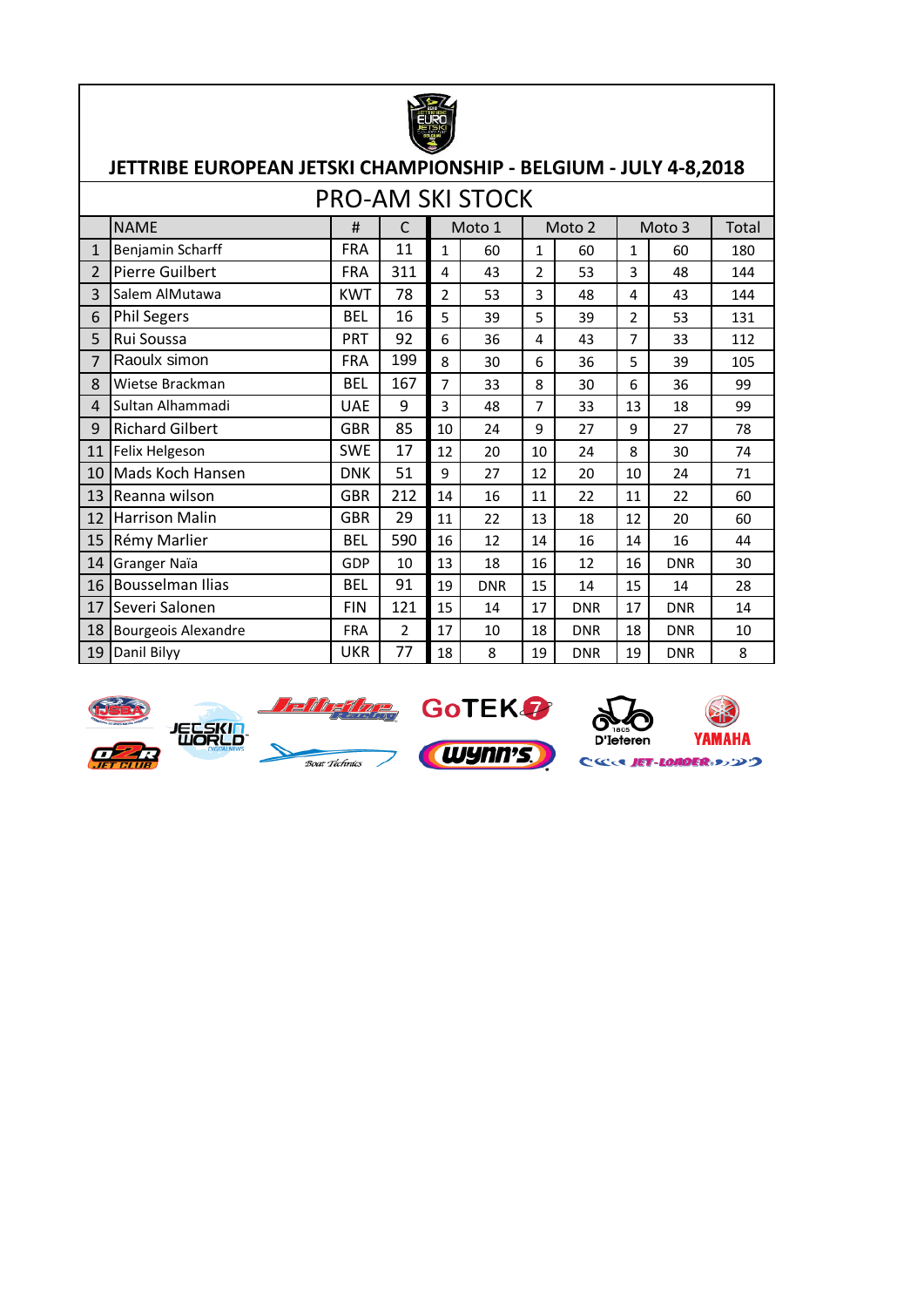# JETTRIBE EUROPEAN JETSKI CHAMPIONSHIP - BELGIUM - JULY 4-8,2018

## PRO-AM SKI STOCK

| | NAME | # | C | Moto 1 | | Moto 2 | | Moto 3 | | Total |
|---|---|---|---|---|---|---|---|---|---|---|
| 1 | Benjamin Scharff | FRA | 11 | 1 | 60 | 1 | 60 | 1 | 60 | 180 |
| 2 | Pierre Guilbert | FRA | 311 | 4 | 43 | 2 | 53 | 3 | 48 | 144 |
| 3 | Salem AlMutawa | KWT | 78 | 2 | 53 | 3 | 48 | 4 | 43 | 144 |
| 6 | Phil Segers | BEL | 16 | 5 | 39 | 5 | 39 | 2 | 53 | 131 |
| 5 | Rui Soussa | PRT | 92 | 6 | 36 | 4 | 43 | 7 | 33 | 112 |
| 7 | Raoulx simon | FRA | 199 | 8 | 30 | 6 | 36 | 5 | 39 | 105 |
| 8 | Wietse Brackman | BEL | 167 | 7 | 33 | 8 | 30 | 6 | 36 | 99 |
| 4 | Sultan Alhammadi | UAE | 9 | 3 | 48 | 7 | 33 | 13 | 18 | 99 |
| 9 | Richard Gilbert | GBR | 85 | 10 | 24 | 9 | 27 | 9 | 27 | 78 |
| 11 | Felix Helgeson | SWE | 17 | 12 | 20 | 10 | 24 | 8 | 30 | 74 |
| 10 | Mads Koch Hansen | DNK | 51 | 9 | 27 | 12 | 20 | 10 | 24 | 71 |
| 13 | Reanna wilson | GBR | 212 | 14 | 16 | 11 | 22 | 11 | 22 | 60 |
| 12 | Harrison Malin | GBR | 29 | 11 | 22 | 13 | 18 | 12 | 20 | 60 |
| 15 | Rémy Marlier | BEL | 590 | 16 | 12 | 14 | 16 | 14 | 16 | 44 |
| 14 | Granger Naïa | GDP | 10 | 13 | 18 | 16 | 12 | 16 | DNR | 30 |
| 16 | Bousselman Ilias | BEL | 91 | 19 | DNR | 15 | 14 | 15 | 14 | 28 |
| 17 | Severi Salonen | FIN | 121 | 15 | 14 | 17 | DNR | 17 | DNR | 14 |
| 18 | Bourgeois Alexandre | FRA | 2 | 17 | 10 | 18 | DNR | 18 | DNR | 10 |
| 19 | Danil Bilyy | UKR | 77 | 18 | 8 | 19 | DNR | 19 | DNR | 8 |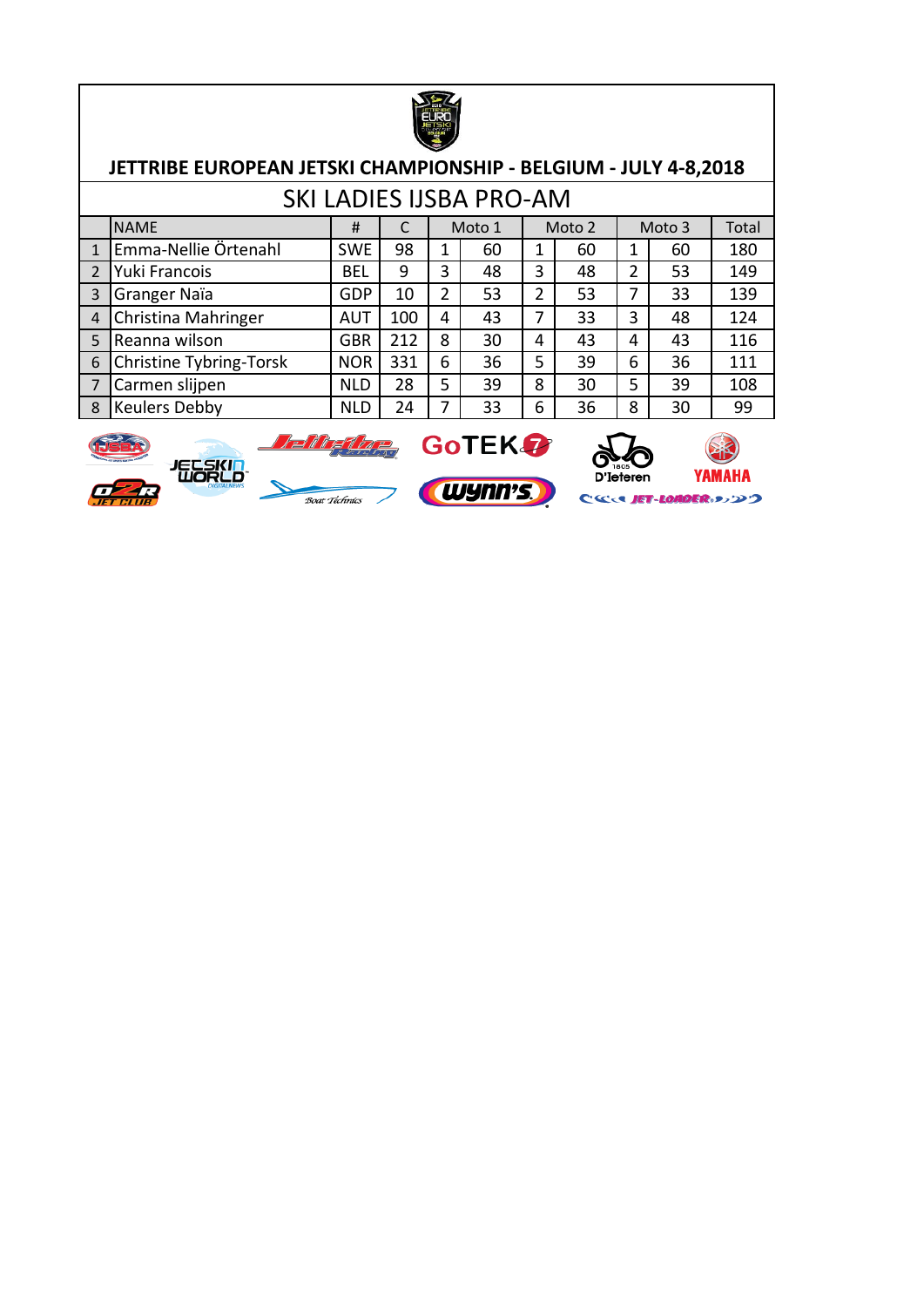# JETTRIBE EUROPEAN JETSKI CHAMPIONSHIP - BELGIUM - JULY 4-8,2018

## SKI LADIES IJSBA PRO-AM

| | NAME | # | C | Moto 1 | | Moto 2 | | Moto 3 | | Total |
|---|---|---|---|---|---|---|---|---|---|---|
| 1 | Emma-Nellie Örtenahl | SWE | 98 | 1 | 60 | 1 | 60 | 1 | 60 | 180 |
| 2 | Yuki Francois | BEL | 9 | 3 | 48 | 3 | 48 | 2 | 53 | 149 |
| 3 | Granger Naïa | GDP | 10 | 2 | 53 | 2 | 53 | 7 | 33 | 139 |
| 4 | Christina Mahringer | AUT | 100 | 4 | 43 | 7 | 33 | 3 | 48 | 124 |
| 5 | Reanna wilson | GBR | 212 | 8 | 30 | 4 | 43 | 4 | 43 | 116 |
| 6 | Christine Tybring-Torsk | NOR | 331 | 6 | 36 | 5 | 39 | 6 | 36 | 111 |
| 7 | Carmen slijpen | NLD | 28 | 5 | 39 | 8 | 30 | 5 | 39 | 108 |
| 8 | Keulers Debby | NLD | 24 | 7 | 33 | 6 | 36 | 8 | 30 | 99 |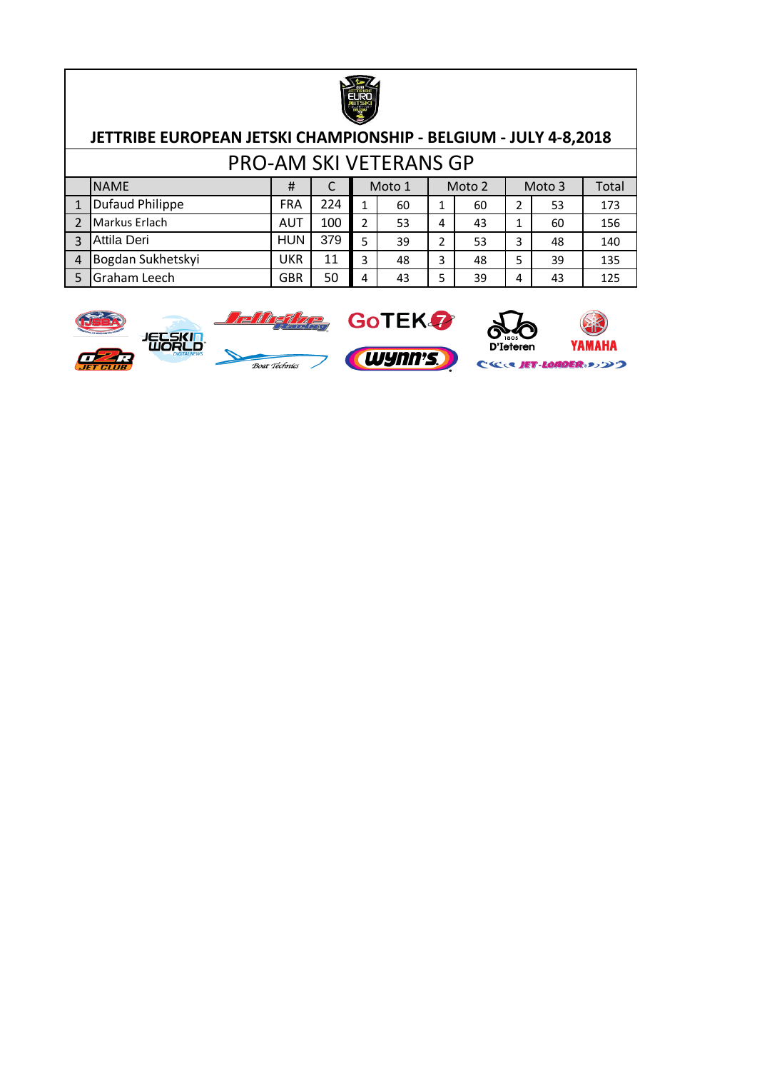# JETTRIBE EUROPEAN JETSKI CHAMPIONSHIP - BELGIUM - JULY 4-8,2018

## PRO-AM SKI VETERANS GP

| | NAME | # | C | Moto 1 | | Moto 2 | | Moto 3 | | Total |
|---|---|---|---|---|---|---|---|---|---|---|
| 1 | Dufaud Philippe | FRA | 224 | 1 | 60 | 1 | 60 | 2 | 53 | 173 |
| 2 | Markus Erlach | AUT | 100 | 2 | 53 | 4 | 43 | 1 | 60 | 156 |
| 3 | Attila Deri | HUN | 379 | 5 | 39 | 2 | 53 | 3 | 48 | 140 |
| 4 | Bogdan Sukhetskyi | UKR | 11 | 3 | 48 | 3 | 48 | 5 | 39 | 135 |
| 5 | Graham Leech | GBR | 50 | 4 | 43 | 5 | 39 | 4 | 43 | 125 |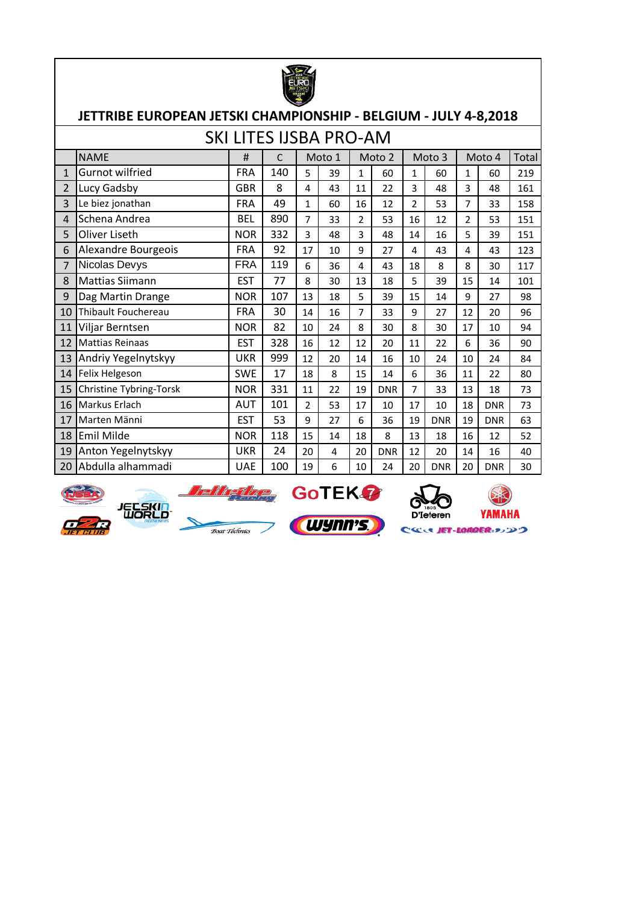# JETTRIBE EUROPEAN JETSKI CHAMPIONSHIP - BELGIUM - JULY 4-8,2018

## SKI LITES IJSBA PRO-AM

| | NAME | # | C | Moto 1 | | Moto 2 | | Moto 3 | | Moto 4 | | Total |
|---|---|---|---|---|---|---|---|---|---|---|---|---|
| 1 | Gurnot wilfried | FRA | 140 | 5 | 39 | 1 | 60 | 1 | 60 | 1 | 60 | 219 |
| 2 | Lucy Gadsby | GBR | 8 | 4 | 43 | 11 | 22 | 3 | 48 | 3 | 48 | 161 |
| 3 | Le biez jonathan | FRA | 49 | 1 | 60 | 16 | 12 | 2 | 53 | 7 | 33 | 158 |
| 4 | Schena Andrea | BEL | 890 | 7 | 33 | 2 | 53 | 16 | 12 | 2 | 53 | 151 |
| 5 | Oliver Liseth | NOR | 332 | 3 | 48 | 3 | 48 | 14 | 16 | 5 | 39 | 151 |
| 6 | Alexandre Bourgeois | FRA | 92 | 17 | 10 | 9 | 27 | 4 | 43 | 4 | 43 | 123 |
| 7 | Nicolas Devys | FRA | 119 | 6 | 36 | 4 | 43 | 18 | 8 | 8 | 30 | 117 |
| 8 | Mattias Siimann | EST | 77 | 8 | 30 | 13 | 18 | 5 | 39 | 15 | 14 | 101 |
| 9 | Dag Martin Drange | NOR | 107 | 13 | 18 | 5 | 39 | 15 | 14 | 9 | 27 | 98 |
| 10 | Thibault Fouchereau | FRA | 30 | 14 | 16 | 7 | 33 | 9 | 27 | 12 | 20 | 96 |
| 11 | Viljar Berntsen | NOR | 82 | 10 | 24 | 8 | 30 | 8 | 30 | 17 | 10 | 94 |
| 12 | Mattias Reinaas | EST | 328 | 16 | 12 | 12 | 20 | 11 | 22 | 6 | 36 | 90 |
| 13 | Andriy Yegelnytskyy | UKR | 999 | 12 | 20 | 14 | 16 | 10 | 24 | 10 | 24 | 84 |
| 14 | Felix Helgeson | SWE | 17 | 18 | 8 | 15 | 14 | 6 | 36 | 11 | 22 | 80 |
| 15 | Christine Tybring-Torsk | NOR | 331 | 11 | 22 | 19 | DNR | 7 | 33 | 13 | 18 | 73 |
| 16 | Markus Erlach | AUT | 101 | 2 | 53 | 17 | 10 | 17 | 10 | 18 | DNR | 73 |
| 17 | Marten Männi | EST | 53 | 9 | 27 | 6 | 36 | 19 | DNR | 19 | DNR | 63 |
| 18 | Emil Milde | NOR | 118 | 15 | 14 | 18 | 8 | 13 | 18 | 16 | 12 | 52 |
| 19 | Anton Yegelnytskyy | UKR | 24 | 20 | 4 | 20 | DNR | 12 | 20 | 14 | 16 | 40 |
| 20 | Abdulla alhammadi | UAE | 100 | 19 | 6 | 10 | 24 | 20 | DNR | 20 | DNR | 30 |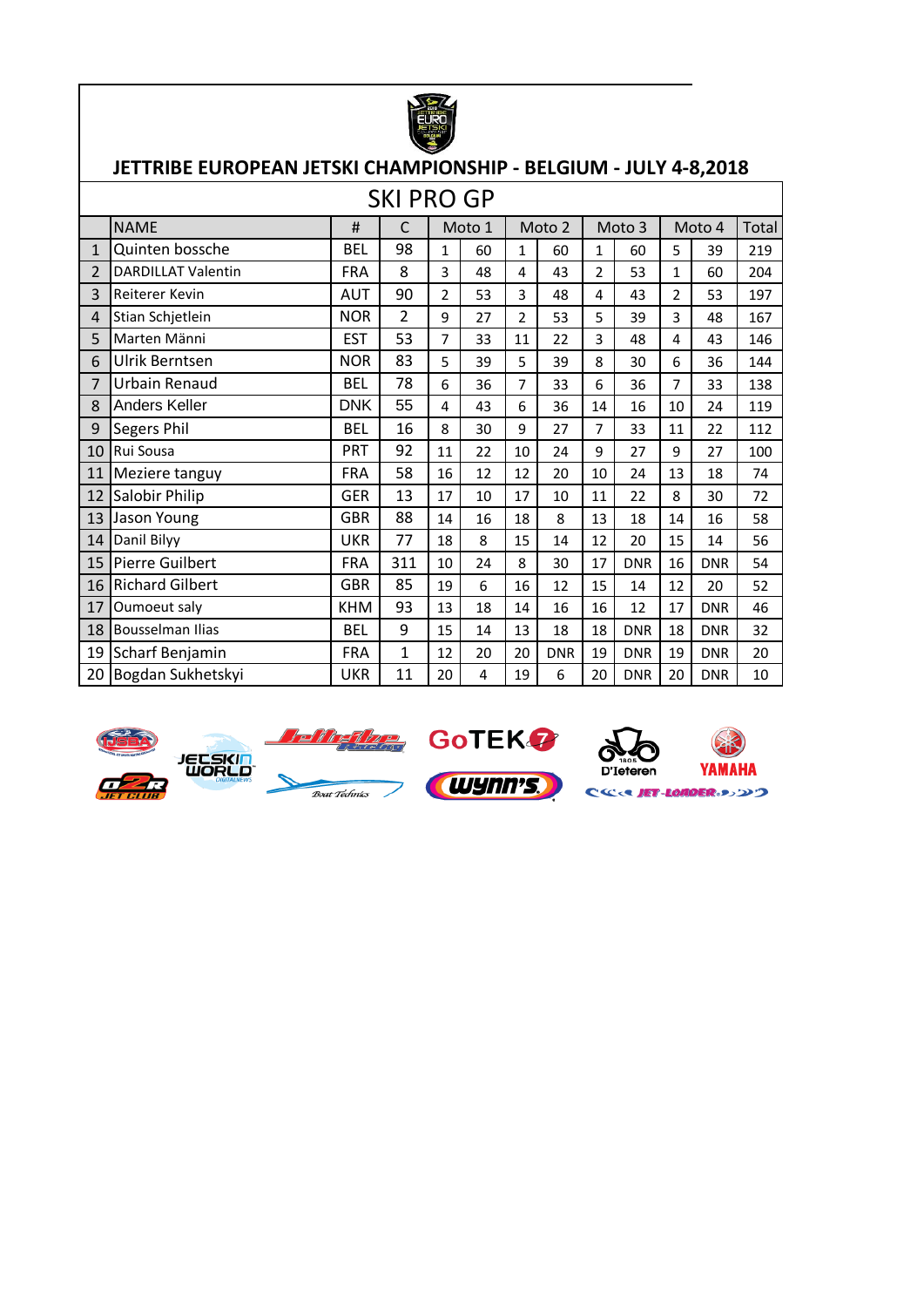# JETTRIBE EUROPEAN JETSKI CHAMPIONSHIP - BELGIUM - JULY 4-8,2018

## SKI PRO GP

| | NAME | # | C | Moto 1 | | Moto 2 | | Moto 3 | | Moto 4 | | Total |
|---|---|---|---|---|---|---|---|---|---|---|---|---|
| 1 | Quinten bossche | BEL | 98 | 1 | 60 | 1 | 60 | 1 | 60 | 5 | 39 | 219 |
| 2 | DARDILLAT Valentin | FRA | 8 | 3 | 48 | 4 | 43 | 2 | 53 | 1 | 60 | 204 |
| 3 | Reiterer Kevin | AUT | 90 | 2 | 53 | 3 | 48 | 4 | 43 | 2 | 53 | 197 |
| 4 | Stian Schjetlein | NOR | 2 | 9 | 27 | 2 | 53 | 5 | 39 | 3 | 48 | 167 |
| 5 | Marten Männi | EST | 53 | 7 | 33 | 11 | 22 | 3 | 48 | 4 | 43 | 146 |
| 6 | Ulrik Berntsen | NOR | 83 | 5 | 39 | 5 | 39 | 8 | 30 | 6 | 36 | 144 |
| 7 | Urbain Renaud | BEL | 78 | 6 | 36 | 7 | 33 | 6 | 36 | 7 | 33 | 138 |
| 8 | Anders Keller | DNK | 55 | 4 | 43 | 6 | 36 | 14 | 16 | 10 | 24 | 119 |
| 9 | Segers Phil | BEL | 16 | 8 | 30 | 9 | 27 | 7 | 33 | 11 | 22 | 112 |
| 10 | Rui Sousa | PRT | 92 | 11 | 22 | 10 | 24 | 9 | 27 | 9 | 27 | 100 |
| 11 | Meziere tanguy | FRA | 58 | 16 | 12 | 12 | 20 | 10 | 24 | 13 | 18 | 74 |
| 12 | Salobir Philip | GER | 13 | 17 | 10 | 17 | 10 | 11 | 22 | 8 | 30 | 72 |
| 13 | Jason Young | GBR | 88 | 14 | 16 | 18 | 8 | 13 | 18 | 14 | 16 | 58 |
| 14 | Danil Bilyy | UKR | 77 | 18 | 8 | 15 | 14 | 12 | 20 | 15 | 14 | 56 |
| 15 | Pierre Guilbert | FRA | 311 | 10 | 24 | 8 | 30 | 17 | DNR | 16 | DNR | 54 |
| 16 | Richard Gilbert | GBR | 85 | 19 | 6 | 16 | 12 | 15 | 14 | 12 | 20 | 52 |
| 17 | Oumoeut saly | KHM | 93 | 13 | 18 | 14 | 16 | 16 | 12 | 17 | DNR | 46 |
| 18 | Bousselman Ilias | BEL | 9 | 15 | 14 | 13 | 18 | 18 | DNR | 18 | DNR | 32 |
| 19 | Scharf Benjamin | FRA | 1 | 12 | 20 | 20 | DNR | 19 | DNR | 19 | DNR | 20 |
| 20 | Bogdan Sukhetskyi | UKR | 11 | 20 | 4 | 19 | 6 | 20 | DNR | 20 | DNR | 10 |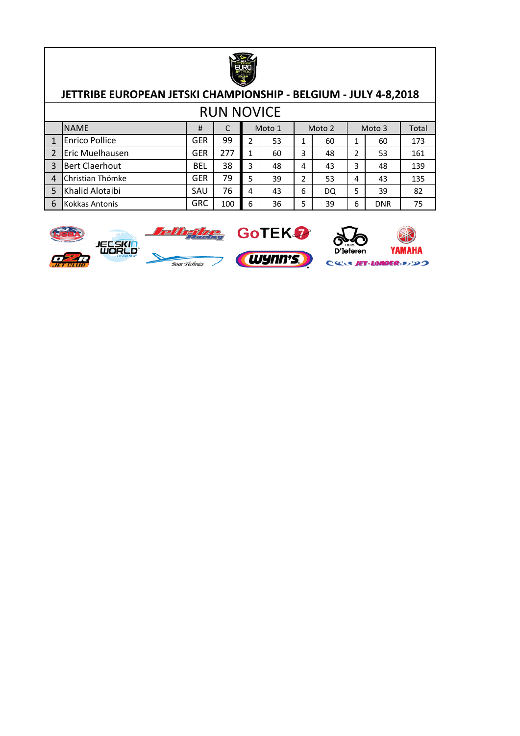# JETTRIBE EUROPEAN JETSKI CHAMPIONSHIP - BELGIUM - JULY 4-8,2018

## RUN NOVICE

| | NAME | # | C | Moto 1 | | Moto 2 | | Moto 3 | | Total |
|---|---|---|---|---|---|---|---|---|---|---|
| 1 | Enrico Pollice | GER | 99 | 2 | 53 | 1 | 60 | 1 | 60 | 173 |
| 2 | Eric Muelhausen | GER | 277 | 1 | 60 | 3 | 48 | 2 | 53 | 161 |
| 3 | Bert Claerhout | BEL | 38 | 3 | 48 | 4 | 43 | 3 | 48 | 139 |
| 4 | Christian Thömke | GER | 79 | 5 | 39 | 2 | 53 | 4 | 43 | 135 |
| 5 | Khalid Alotaibi | SAU | 76 | 4 | 43 | 6 | DQ | 5 | 39 | 82 |
| 6 | Kokkas Antonis | GRC | 100 | 6 | 36 | 5 | 39 | 6 | DNR | 75 |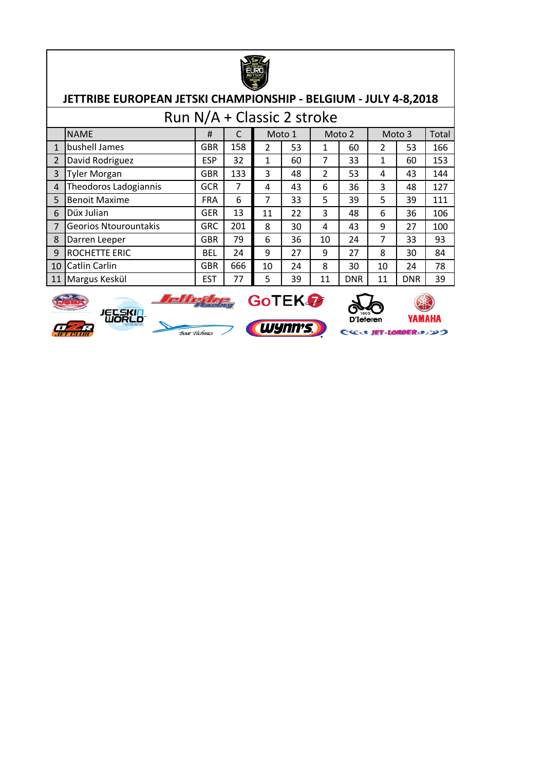## JETTRIBE EUROPEAN JETSKI CHAMPIONSHIP - BELGIUM - JULY 4-8,2018

### Run N/A + Classic 2 stroke

| | NAME | # | C | Moto 1 | | Moto 2 | | Moto 3 | | Total |
|---|---|---|---|---|---|---|---|---|---|---|
| 1 | bushell James | GBR | 158 | 2 | 53 | 1 | 60 | 2 | 53 | 166 |
| 2 | David Rodriguez | ESP | 32 | 1 | 60 | 7 | 33 | 1 | 60 | 153 |
| 3 | Tyler Morgan | GBR | 133 | 3 | 48 | 2 | 53 | 4 | 43 | 144 |
| 4 | Theodoros Ladogiannis | GCR | 7 | 4 | 43 | 6 | 36 | 3 | 48 | 127 |
| 5 | Benoit Maxime | FRA | 6 | 7 | 33 | 5 | 39 | 5 | 39 | 111 |
| 6 | Düx Julian | GER | 13 | 11 | 22 | 3 | 48 | 6 | 36 | 106 |
| 7 | Georios Ntourountakis | GRC | 201 | 8 | 30 | 4 | 43 | 9 | 27 | 100 |
| 8 | Darren Leeper | GBR | 79 | 6 | 36 | 10 | 24 | 7 | 33 | 93 |
| 9 | ROCHETTE ERIC | BEL | 24 | 9 | 27 | 9 | 27 | 8 | 30 | 84 |
| 10 | Catlin Carlin | GBR | 666 | 10 | 24 | 8 | 30 | 10 | 24 | 78 |
| 11 | Margus Keskül | EST | 77 | 5 | 39 | 11 | DNR | 11 | DNR | 39 |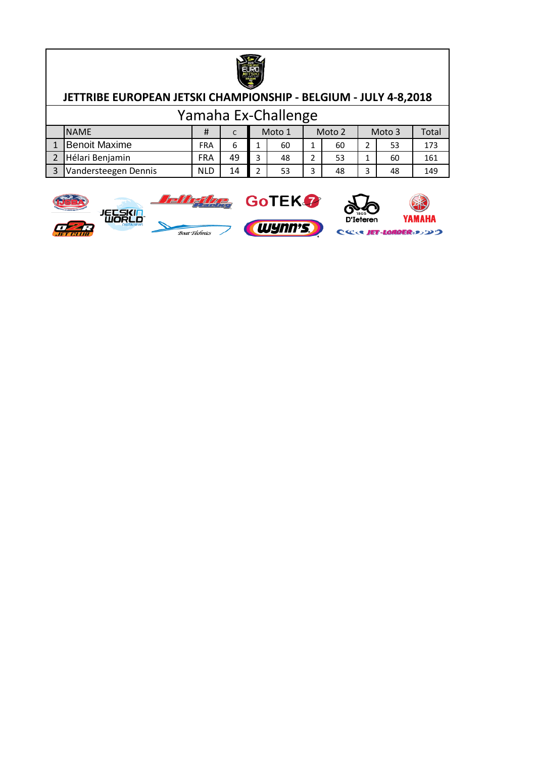# JETTRIBE EUROPEAN JETSKI CHAMPIONSHIP - BELGIUM - JULY 4-8,2018

## Yamaha Ex-Challenge

| | NAME | # | C | Moto 1 | | Moto 2 | | Moto 3 | | Total |
|---|---|---|---|---|---|---|---|---|---|---|
| 1 | Benoit Maxime | FRA | 6 | 1 | 60 | 1 | 60 | 2 | 53 | 173 |
| 2 | Hélari Benjamin | FRA | 49 | 3 | 48 | 2 | 53 | 1 | 60 | 161 |
| 3 | Vandersteegen Dennis | NLD | 14 | 2 | 53 | 3 | 48 | 3 | 48 | 149 |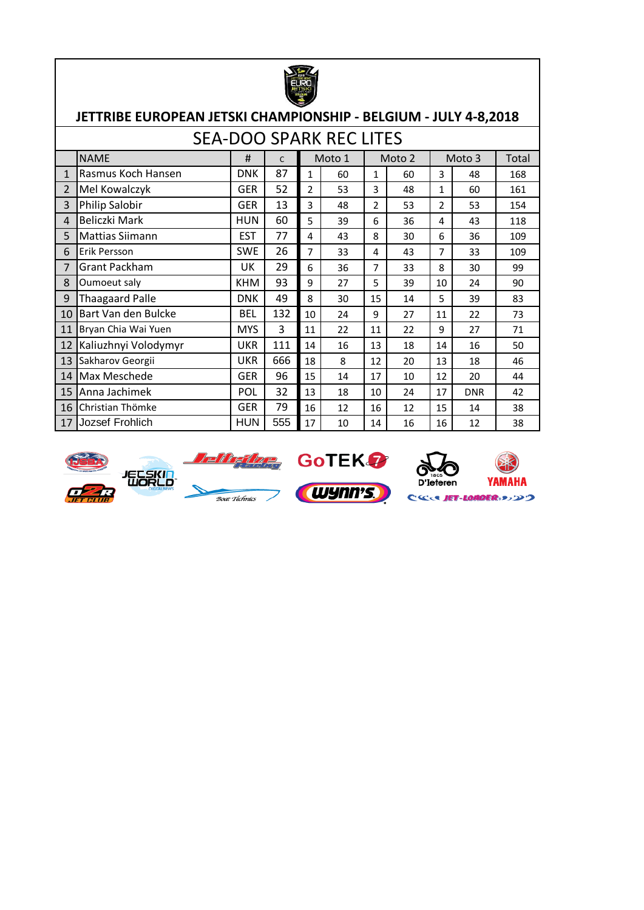# JETTRIBE EUROPEAN JETSKI CHAMPIONSHIP - BELGIUM - JULY 4-8,2018

## SEA-DOO SPARK REC LITES

| | NAME | # | C | Moto 1 | | Moto 2 | | Moto 3 | | Total |
|---|---|---|---|---|---|---|---|---|---|---|
| 1 | Rasmus Koch Hansen | DNK | 87 | 1 | 60 | 1 | 60 | 3 | 48 | 168 |
| 2 | Mel Kowalczyk | GER | 52 | 2 | 53 | 3 | 48 | 1 | 60 | 161 |
| 3 | Philip Salobir | GER | 13 | 3 | 48 | 2 | 53 | 2 | 53 | 154 |
| 4 | Beliczki Mark | HUN | 60 | 5 | 39 | 6 | 36 | 4 | 43 | 118 |
| 5 | Mattias Siimann | EST | 77 | 4 | 43 | 8 | 30 | 6 | 36 | 109 |
| 6 | Erik Persson | SWE | 26 | 7 | 33 | 4 | 43 | 7 | 33 | 109 |
| 7 | Grant Packham | UK | 29 | 6 | 36 | 7 | 33 | 8 | 30 | 99 |
| 8 | Oumoeut saly | KHM | 93 | 9 | 27 | 5 | 39 | 10 | 24 | 90 |
| 9 | Thaagaard Palle | DNK | 49 | 8 | 30 | 15 | 14 | 5 | 39 | 83 |
| 10 | Bart Van den Bulcke | BEL | 132 | 10 | 24 | 9 | 27 | 11 | 22 | 73 |
| 11 | Bryan Chia Wai Yuen | MYS | 3 | 11 | 22 | 11 | 22 | 9 | 27 | 71 |
| 12 | Kaliuzhnyi Volodymyr | UKR | 111 | 14 | 16 | 13 | 18 | 14 | 16 | 50 |
| 13 | Sakharov Georgii | UKR | 666 | 18 | 8 | 12 | 20 | 13 | 18 | 46 |
| 14 | Max Meschede | GER | 96 | 15 | 14 | 17 | 10 | 12 | 20 | 44 |
| 15 | Anna Jachimek | POL | 32 | 13 | 18 | 10 | 24 | 17 | DNR | 42 |
| 16 | Christian Thömke | GER | 79 | 16 | 12 | 16 | 12 | 15 | 14 | 38 |
| 17 | Jozsef Frohlich | HUN | 555 | 17 | 10 | 14 | 16 | 16 | 12 | 38 |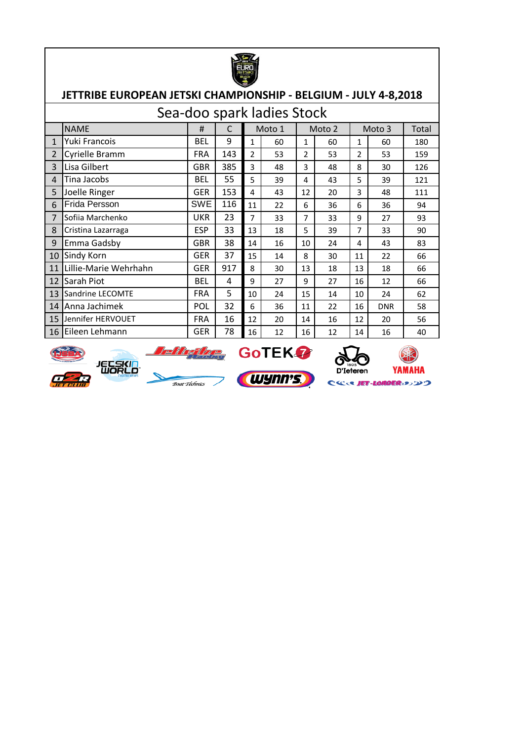# JETTRIBE EUROPEAN JETSKI CHAMPIONSHIP - BELGIUM - JULY 4-8,2018

## Sea-doo spark ladies Stock

| | NAME | # | C | Moto 1 | | Moto 2 | | Moto 3 | | Total |
|---|---|---|---|---|---|---|---|---|---|---|
| 1 | Yuki Francois | BEL | 9 | 1 | 60 | 1 | 60 | 1 | 60 | 180 |
| 2 | Cyrielle Bramm | FRA | 143 | 2 | 53 | 2 | 53 | 2 | 53 | 159 |
| 3 | Lisa Gilbert | GBR | 385 | 3 | 48 | 3 | 48 | 8 | 30 | 126 |
| 4 | Tina Jacobs | BEL | 55 | 5 | 39 | 4 | 43 | 5 | 39 | 121 |
| 5 | Joelle Ringer | GER | 153 | 4 | 43 | 12 | 20 | 3 | 48 | 111 |
| 6 | Frida Persson | SWE | 116 | 11 | 22 | 6 | 36 | 6 | 36 | 94 |
| 7 | Sofiia Marchenko | UKR | 23 | 7 | 33 | 7 | 33 | 9 | 27 | 93 |
| 8 | Cristina Lazarraga | ESP | 33 | 13 | 18 | 5 | 39 | 7 | 33 | 90 |
| 9 | Emma Gadsby | GBR | 38 | 14 | 16 | 10 | 24 | 4 | 43 | 83 |
| 10 | Sindy Korn | GER | 37 | 15 | 14 | 8 | 30 | 11 | 22 | 66 |
| 11 | Lillie-Marie Wehrhahn | GER | 917 | 8 | 30 | 13 | 18 | 13 | 18 | 66 |
| 12 | Sarah Piot | BEL | 4 | 9 | 27 | 9 | 27 | 16 | 12 | 66 |
| 13 | Sandrine LECOMTE | FRA | 5 | 10 | 24 | 15 | 14 | 10 | 24 | 62 |
| 14 | Anna Jachimek | POL | 32 | 6 | 36 | 11 | 22 | 16 | DNR | 58 |
| 15 | Jennifer HERVOUET | FRA | 16 | 12 | 20 | 14 | 16 | 12 | 20 | 56 |
| 16 | Eileen Lehmann | GER | 78 | 16 | 12 | 16 | 12 | 14 | 16 | 40 |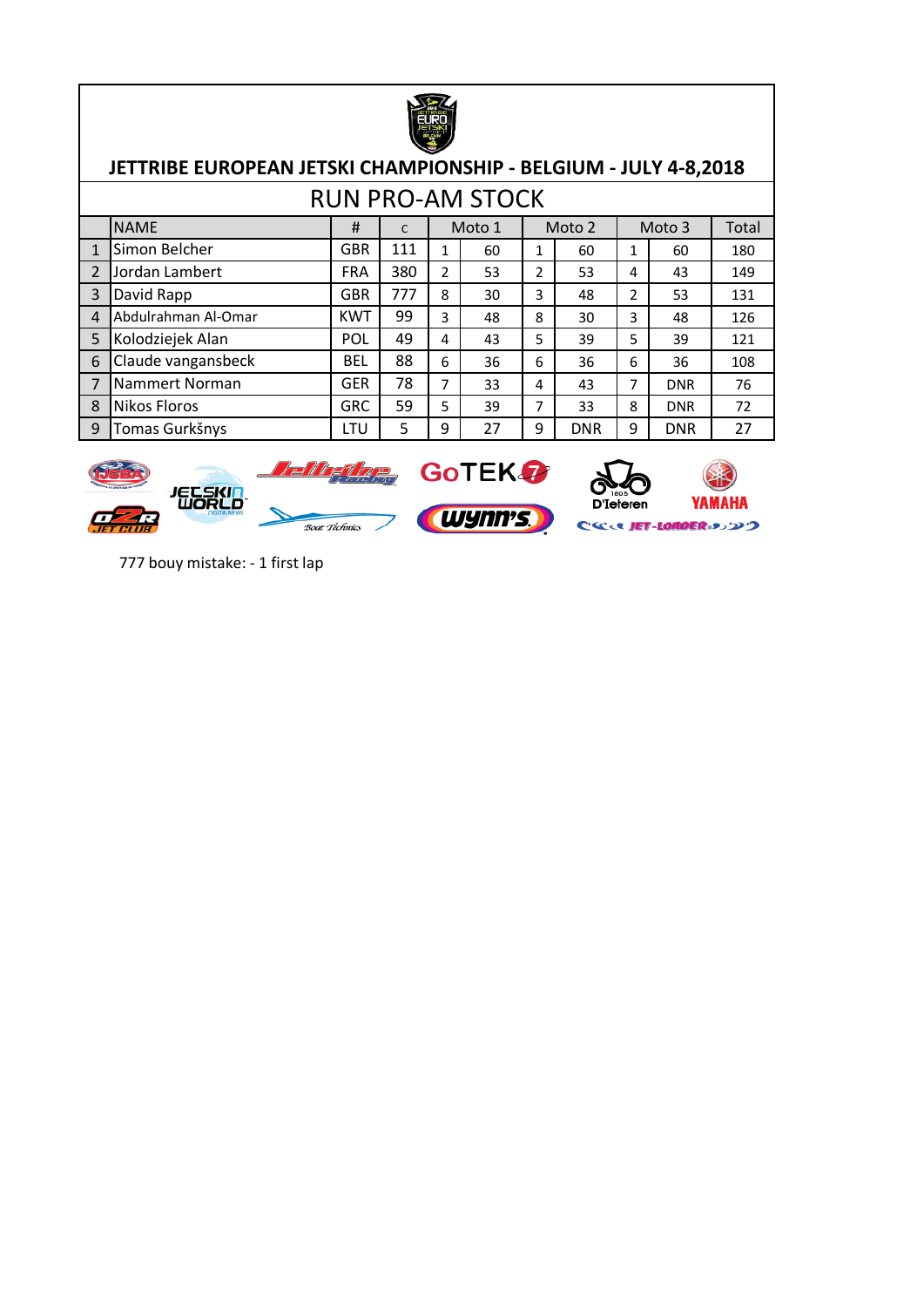# JETTRIBE EUROPEAN JETSKI CHAMPIONSHIP - BELGIUM - JULY 4-8,2018

## RUN PRO-AM STOCK

| | NAME | # | c | Moto 1 | | Moto 2 | | Moto 3 | | Total |
|---|---|---|---|---|---|---|---|---|---|---|
| 1 | Simon Belcher | GBR | 111 | 1 | 60 | 1 | 60 | 1 | 60 | 180 |
| 2 | Jordan Lambert | FRA | 380 | 2 | 53 | 2 | 53 | 4 | 43 | 149 |
| 3 | David Rapp | GBR | 777 | 8 | 30 | 3 | 48 | 2 | 53 | 131 |
| 4 | Abdulrahman Al-Omar | KWT | 99 | 3 | 48 | 8 | 30 | 3 | 48 | 126 |
| 5 | Kolodziejek Alan | POL | 49 | 4 | 43 | 5 | 39 | 5 | 39 | 121 |
| 6 | Claude vangansbeck | BEL | 88 | 6 | 36 | 6 | 36 | 6 | 36 | 108 |
| 7 | Nammert Norman | GER | 78 | 7 | 33 | 4 | 43 | 7 | DNR | 76 |
| 8 | Nikos Floros | GRC | 59 | 5 | 39 | 7 | 33 | 8 | DNR | 72 |
| 9 | Tomas Gurkšnys | LTU | 5 | 9 | 27 | 9 | DNR | 9 | DNR | 27 |

777 bouy mistake: - 1 first lap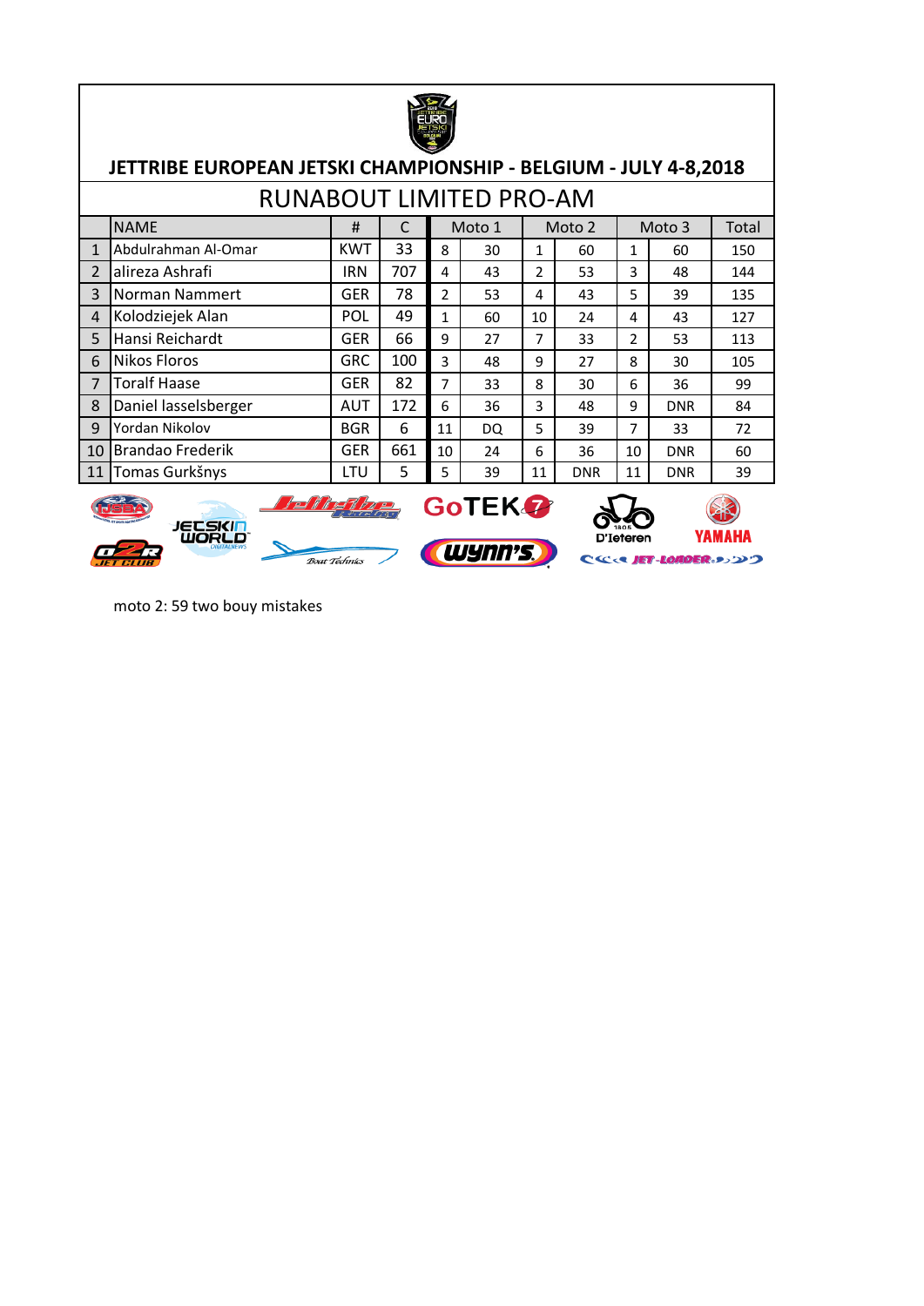## JETTRIBE EUROPEAN JETSKI CHAMPIONSHIP - BELGIUM - JULY 4-8,2018

### RUNABOUT LIMITED PRO-AM

| | NAME | # | C | Moto 1 | | Moto 2 | | Moto 3 | | Total |
|---|---|---|---|---|---|---|---|---|---|---|
| 1 | Abdulrahman Al-Omar | KWT | 33 | 8 | 30 | 1 | 60 | 1 | 60 | 150 |
| 2 | alireza Ashrafi | IRN | 707 | 4 | 43 | 2 | 53 | 3 | 48 | 144 |
| 3 | Norman Nammert | GER | 78 | 2 | 53 | 4 | 43 | 5 | 39 | 135 |
| 4 | Kolodziejek Alan | POL | 49 | 1 | 60 | 10 | 24 | 4 | 43 | 127 |
| 5 | Hansi Reichardt | GER | 66 | 9 | 27 | 7 | 33 | 2 | 53 | 113 |
| 6 | Nikos Floros | GRC | 100 | 3 | 48 | 9 | 27 | 8 | 30 | 105 |
| 7 | Toralf Haase | GER | 82 | 7 | 33 | 8 | 30 | 6 | 36 | 99 |
| 8 | Daniel lasselsberger | AUT | 172 | 6 | 36 | 3 | 48 | 9 | DNR | 84 |
| 9 | Yordan Nikolov | BGR | 6 | 11 | DQ | 5 | 39 | 7 | 33 | 72 |
| 10 | Brandao Frederik | GER | 661 | 10 | 24 | 6 | 36 | 10 | DNR | 60 |
| 11 | Tomas Gurkšnys | LTU | 5 | 5 | 39 | 11 | DNR | 11 | DNR | 39 |

moto 2: 59 two bouy mistakes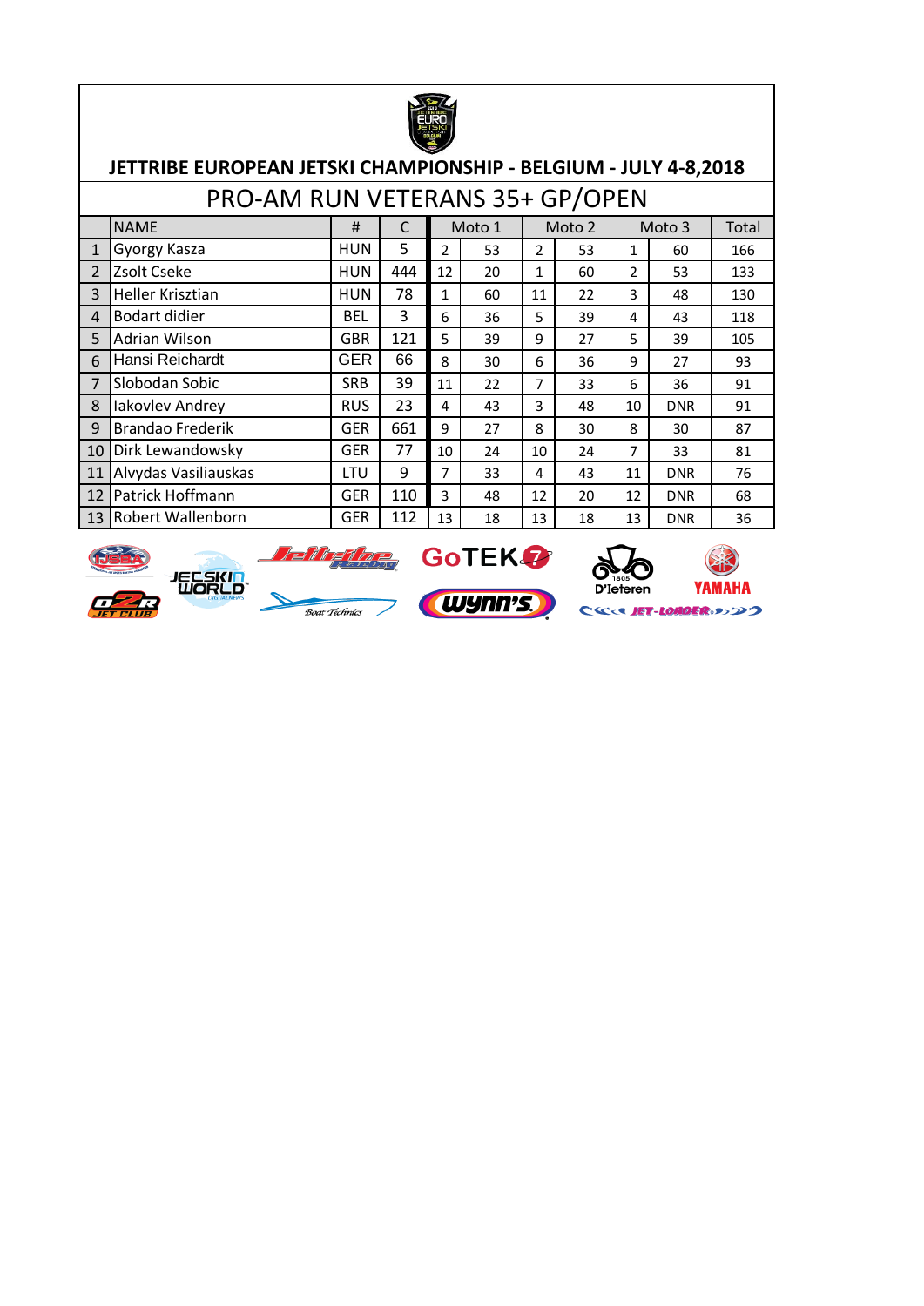# JETTRIBE EUROPEAN JETSKI CHAMPIONSHIP - BELGIUM - JULY 4-8,2018

## PRO-AM RUN VETERANS 35+ GP/OPEN

| | NAME | # | C | Moto 1 | | Moto 2 | | Moto 3 | | Total |
|---|---|---|---|---|---|---|---|---|---|---|
| 1 | Gyorgy Kasza | HUN | 5 | 2 | 53 | 2 | 53 | 1 | 60 | 166 |
| 2 | Zsolt Cseke | HUN | 444 | 12 | 20 | 1 | 60 | 2 | 53 | 133 |
| 3 | Heller Krisztian | HUN | 78 | 1 | 60 | 11 | 22 | 3 | 48 | 130 |
| 4 | Bodart didier | BEL | 3 | 6 | 36 | 5 | 39 | 4 | 43 | 118 |
| 5 | Adrian Wilson | GBR | 121 | 5 | 39 | 9 | 27 | 5 | 39 | 105 |
| 6 | Hansi Reichardt | GER | 66 | 8 | 30 | 6 | 36 | 9 | 27 | 93 |
| 7 | Slobodan Sobic | SRB | 39 | 11 | 22 | 7 | 33 | 6 | 36 | 91 |
| 8 | Iakovlev Andrey | RUS | 23 | 4 | 43 | 3 | 48 | 10 | DNR | 91 |
| 9 | Brandao Frederik | GER | 661 | 9 | 27 | 8 | 30 | 8 | 30 | 87 |
| 10 | Dirk Lewandowsky | GER | 77 | 10 | 24 | 10 | 24 | 7 | 33 | 81 |
| 11 | Alvydas Vasiliauskas | LTU | 9 | 7 | 33 | 4 | 43 | 11 | DNR | 76 |
| 12 | Patrick Hoffmann | GER | 110 | 3 | 48 | 12 | 20 | 12 | DNR | 68 |
| 13 | Robert Wallenborn | GER | 112 | 13 | 18 | 13 | 18 | 13 | DNR | 36 |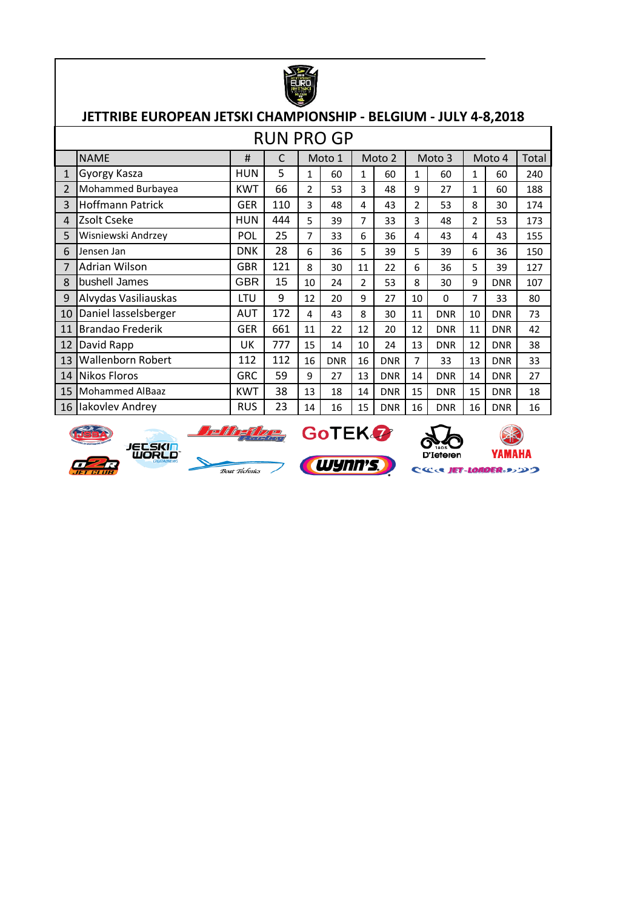## JETTRIBE EUROPEAN JETSKI CHAMPIONSHIP - BELGIUM - JULY 4-8,2018

### RUN PRO GP

| | NAME | # | C | Moto 1 | | Moto 2 | | Moto 3 | | Moto 4 | | Total |
|---|---|---|---|---|---|---|---|---|---|---|---|---|
| 1 | Gyorgy Kasza | HUN | 5 | 1 | 60 | 1 | 60 | 1 | 60 | 1 | 60 | 240 |
| 2 | Mohammed Burbayea | KWT | 66 | 2 | 53 | 3 | 48 | 9 | 27 | 1 | 60 | 188 |
| 3 | Hoffmann Patrick | GER | 110 | 3 | 48 | 4 | 43 | 2 | 53 | 8 | 30 | 174 |
| 4 | Zsolt Cseke | HUN | 444 | 5 | 39 | 7 | 33 | 3 | 48 | 2 | 53 | 173 |
| 5 | Wisniewski Andrzey | POL | 25 | 7 | 33 | 6 | 36 | 4 | 43 | 4 | 43 | 155 |
| 6 | Jensen Jan | DNK | 28 | 6 | 36 | 5 | 39 | 5 | 39 | 6 | 36 | 150 |
| 7 | Adrian Wilson | GBR | 121 | 8 | 30 | 11 | 22 | 6 | 36 | 5 | 39 | 127 |
| 8 | bushell James | GBR | 15 | 10 | 24 | 2 | 53 | 8 | 30 | 9 | DNR | 107 |
| 9 | Alvydas Vasiliauskas | LTU | 9 | 12 | 20 | 9 | 27 | 10 | 0 | 7 | 33 | 80 |
| 10 | Daniel lasselsberger | AUT | 172 | 4 | 43 | 8 | 30 | 11 | DNR | 10 | DNR | 73 |
| 11 | Brandao Frederik | GER | 661 | 11 | 22 | 12 | 20 | 12 | DNR | 11 | DNR | 42 |
| 12 | David Rapp | UK | 777 | 15 | 14 | 10 | 24 | 13 | DNR | 12 | DNR | 38 |
| 13 | Wallenborn Robert | 112 | 112 | 16 | DNR | 16 | DNR | 7 | 33 | 13 | DNR | 33 |
| 14 | Nikos Floros | GRC | 59 | 9 | 27 | 13 | DNR | 14 | DNR | 14 | DNR | 27 |
| 15 | Mohammed AlBaaz | KWT | 38 | 13 | 18 | 14 | DNR | 15 | DNR | 15 | DNR | 18 |
| 16 | Iakovlev Andrey | RUS | 23 | 14 | 16 | 15 | DNR | 16 | DNR | 16 | DNR | 16 |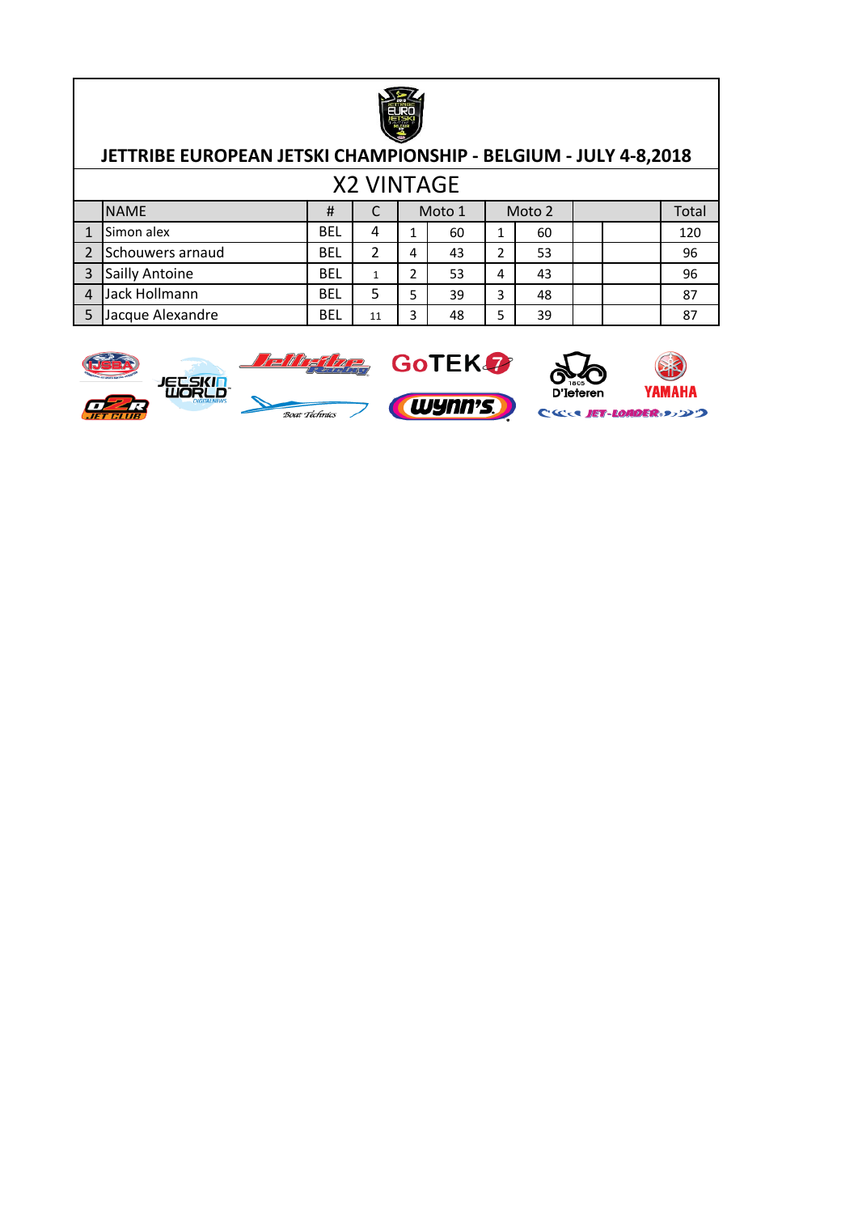# JETTRIBE EUROPEAN JETSKI CHAMPIONSHIP - BELGIUM - JULY 4-8,2018

## X2 VINTAGE

| | NAME | # | C | Moto 1 | | Moto 2 | | | | Total |
|---|---|---|---|---|---|---|---|---|---|---|
| 1 | Simon alex | BEL | 4 | 1 | 60 | 1 | 60 | | | 120 |
| 2 | Schouwers arnaud | BEL | 2 | 4 | 43 | 2 | 53 | | | 96 |
| 3 | Sailly Antoine | BEL | 1 | 2 | 53 | 4 | 43 | | | 96 |
| 4 | Jack Hollmann | BEL | 5 | 5 | 39 | 3 | 48 | | | 87 |
| 5 | Jacque Alexandre | BEL | 11 | 3 | 48 | 5 | 39 | | | 87 |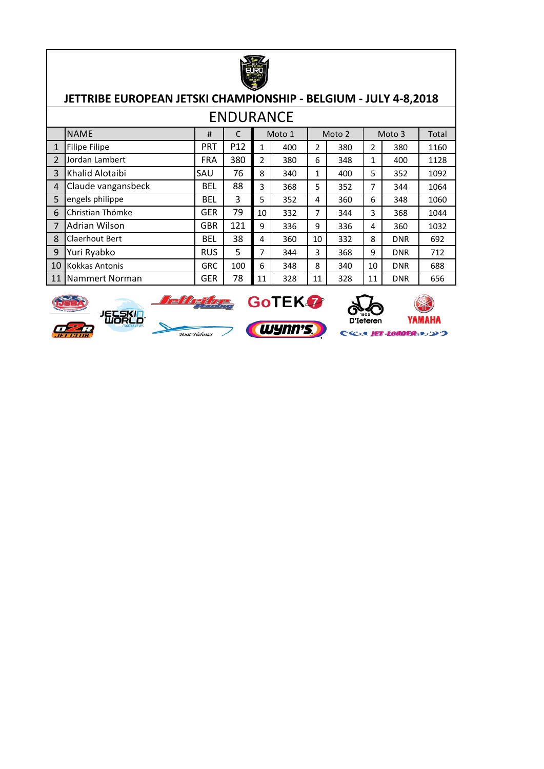# JETTRIBE EUROPEAN JETSKI CHAMPIONSHIP - BELGIUM - JULY 4-8,2018

## ENDURANCE

| | NAME | # | C | Moto 1 | | Moto 2 | | Moto 3 | | Total |
|---|---|---|---|---|---|---|---|---|---|---|
| 1 | Filipe Filipe | PRT | P12 | 1 | 400 | 2 | 380 | 2 | 380 | 1160 |
| 2 | Jordan Lambert | FRA | 380 | 2 | 380 | 6 | 348 | 1 | 400 | 1128 |
| 3 | Khalid Alotaibi | SAU | 76 | 8 | 340 | 1 | 400 | 5 | 352 | 1092 |
| 4 | Claude vangansbeck | BEL | 88 | 3 | 368 | 5 | 352 | 7 | 344 | 1064 |
| 5 | engels philippe | BEL | 3 | 5 | 352 | 4 | 360 | 6 | 348 | 1060 |
| 6 | Christian Thömke | GER | 79 | 10 | 332 | 7 | 344 | 3 | 368 | 1044 |
| 7 | Adrian Wilson | GBR | 121 | 9 | 336 | 9 | 336 | 4 | 360 | 1032 |
| 8 | Claerhout Bert | BEL | 38 | 4 | 360 | 10 | 332 | 8 | DNR | 692 |
| 9 | Yuri Ryabko | RUS | 5 | 7 | 344 | 3 | 368 | 9 | DNR | 712 |
| 10 | Kokkas Antonis | GRC | 100 | 6 | 348 | 8 | 340 | 10 | DNR | 688 |
| 11 | Nammert Norman | GER | 78 | 11 | 328 | 11 | 328 | 11 | DNR | 656 |